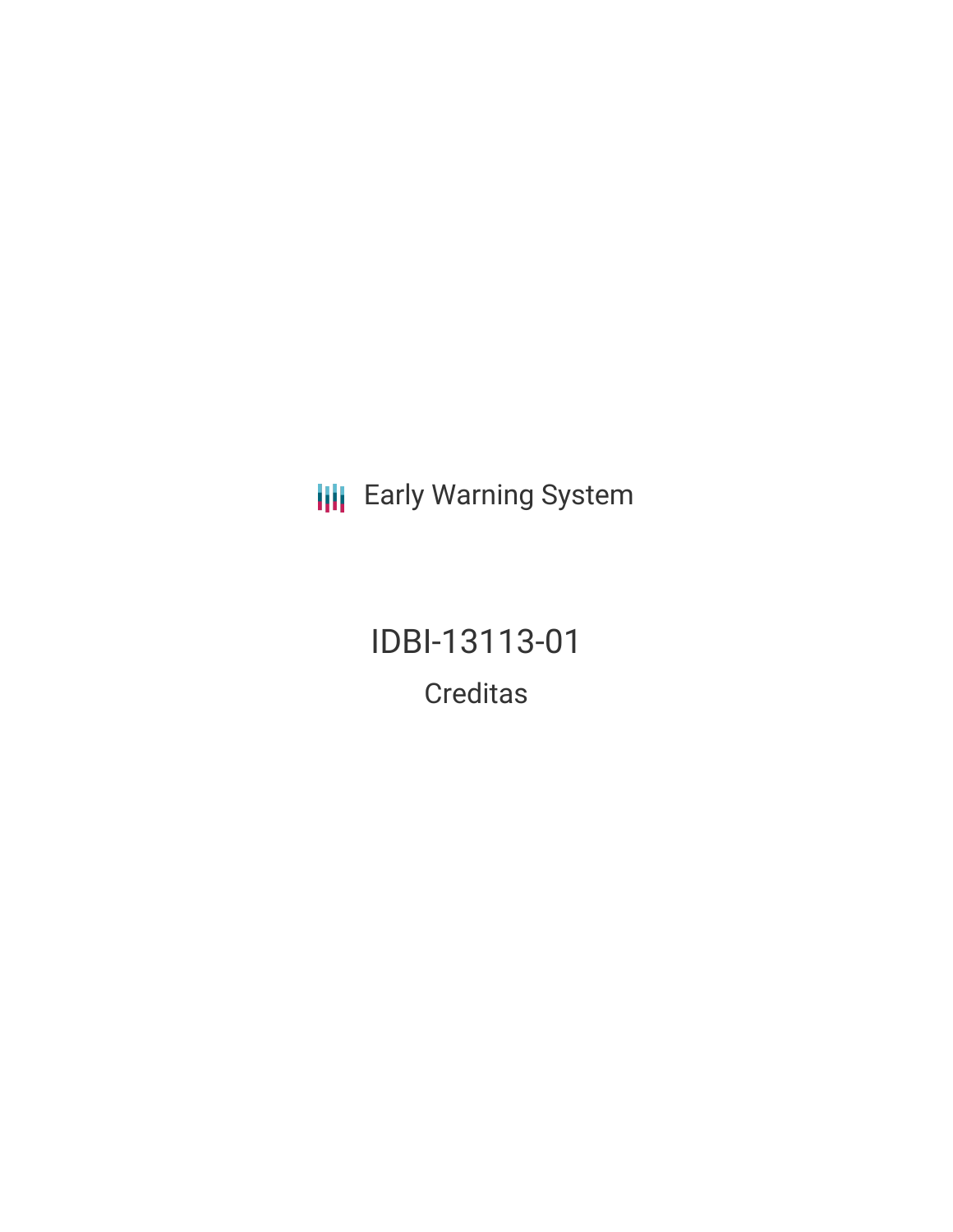Early Warning System

# IDBI-13113-01

Creditas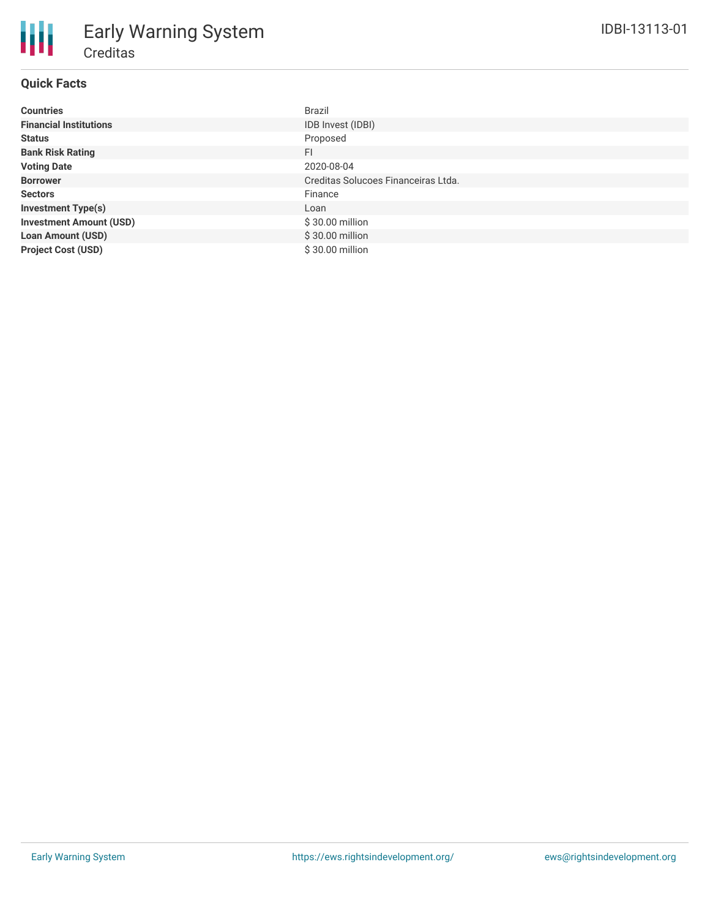# Early Warning System

## Creditas

IDBI-13113-01

### Quick Facts

| | |
|---|---|
| **Countries** | Brazil |
| **Financial Institutions** | IDB Invest (IDBI) |
| **Status** | Proposed |
| **Bank Risk Rating** | FI |
| **Voting Date** | 2020-08-04 |
| **Borrower** | Creditas Solucoes Financeiras Ltda. |
| **Sectors** | Finance |
| **Investment Type(s)** | Loan |
| **Investment Amount (USD)** | $ 30.00 million |
| **Loan Amount (USD)** | $ 30.00 million |
| **Project Cost (USD)** | $ 30.00 million |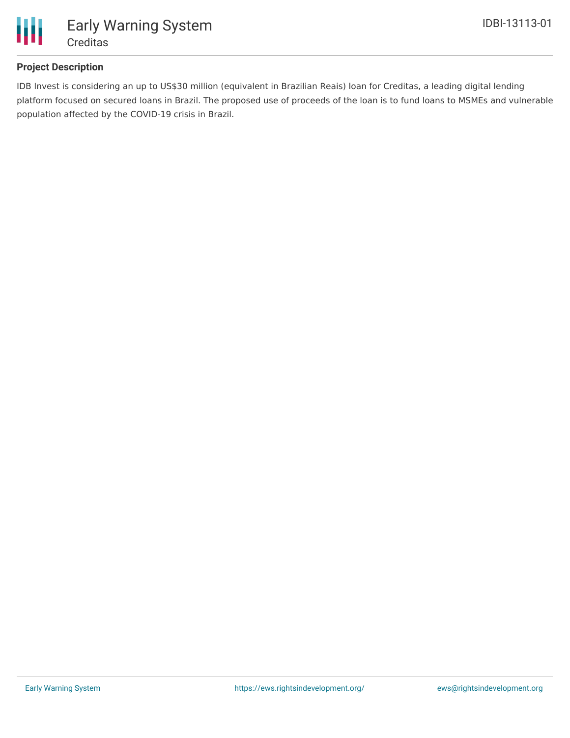## Project Description

IDB Invest is considering an up to US$30 million (equivalent in Brazilian Reais) loan for Creditas, a leading digital lending platform focused on secured loans in Brazil. The proposed use of proceeds of the loan is to fund loans to MSMEs and vulnerable population affected by the COVID-19 crisis in Brazil.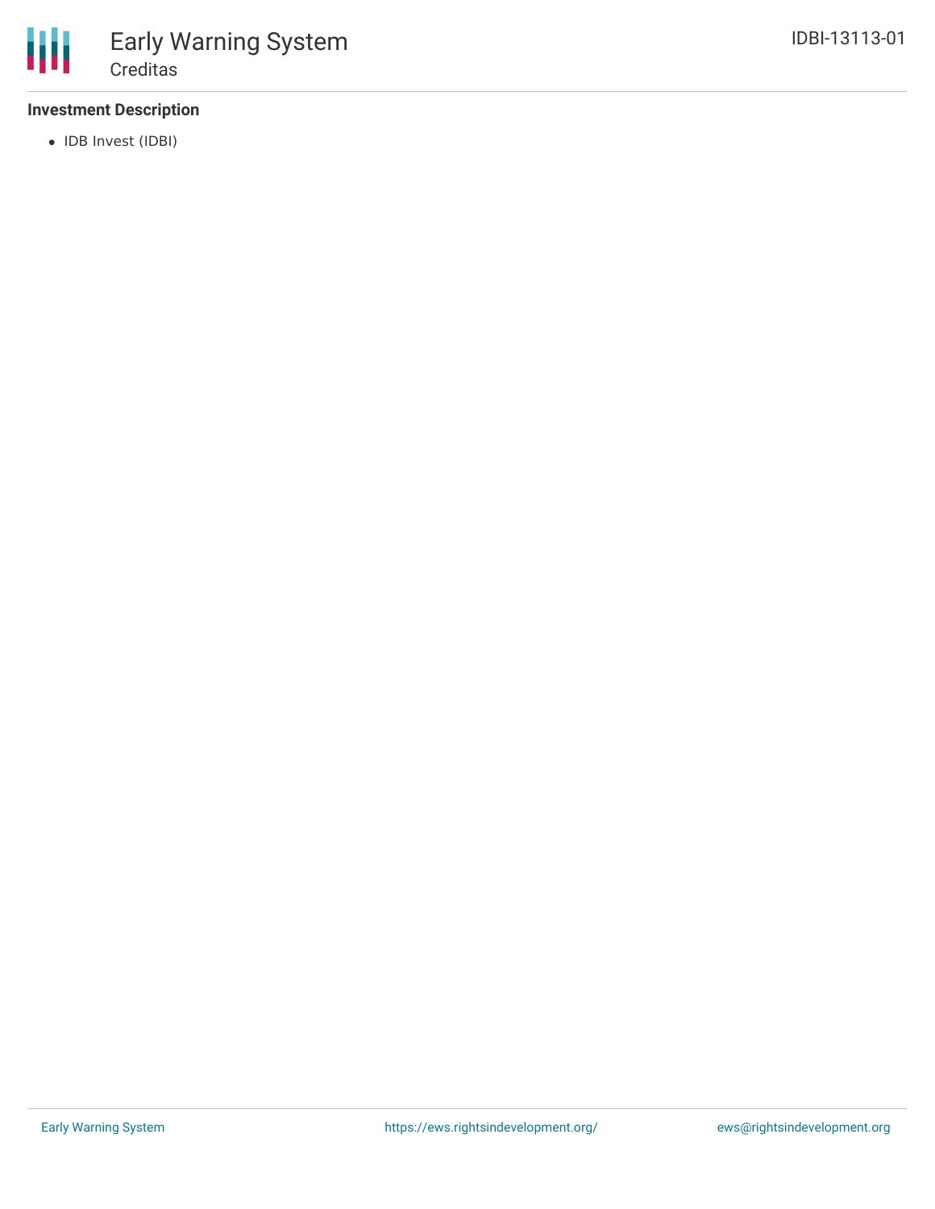### Investment Description

- IDB Invest (IDBI)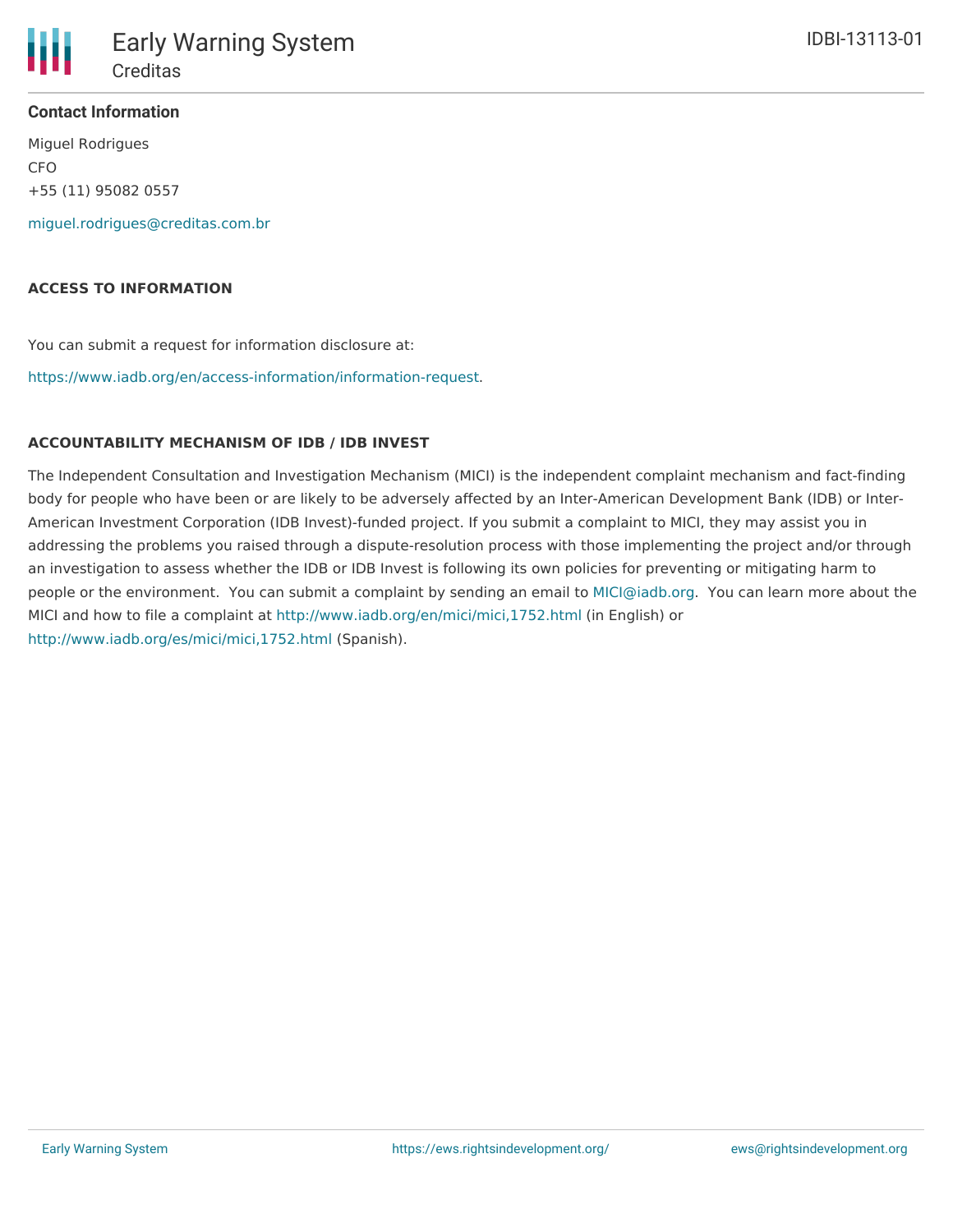**Contact Information**

Miguel Rodrigues

CFO

+55 (11) 95082 0557

miguel.rodrigues@creditas.com.br

**ACCESS TO INFORMATION**

You can submit a request for information disclosure at:

https://www.iadb.org/en/access-information/information-request.

**ACCOUNTABILITY MECHANISM OF IDB / IDB INVEST**

The Independent Consultation and Investigation Mechanism (MICI) is the independent complaint mechanism and fact-finding body for people who have been or are likely to be adversely affected by an Inter-American Development Bank (IDB) or Inter-American Investment Corporation (IDB Invest)-funded project. If you submit a complaint to MICI, they may assist you in addressing the problems you raised through a dispute-resolution process with those implementing the project and/or through an investigation to assess whether the IDB or IDB Invest is following its own policies for preventing or mitigating harm to people or the environment. You can submit a complaint by sending an email to MICI@iadb.org. You can learn more about the MICI and how to file a complaint at http://www.iadb.org/en/mici/mici,1752.html (in English) or http://www.iadb.org/es/mici/mici,1752.html (Spanish).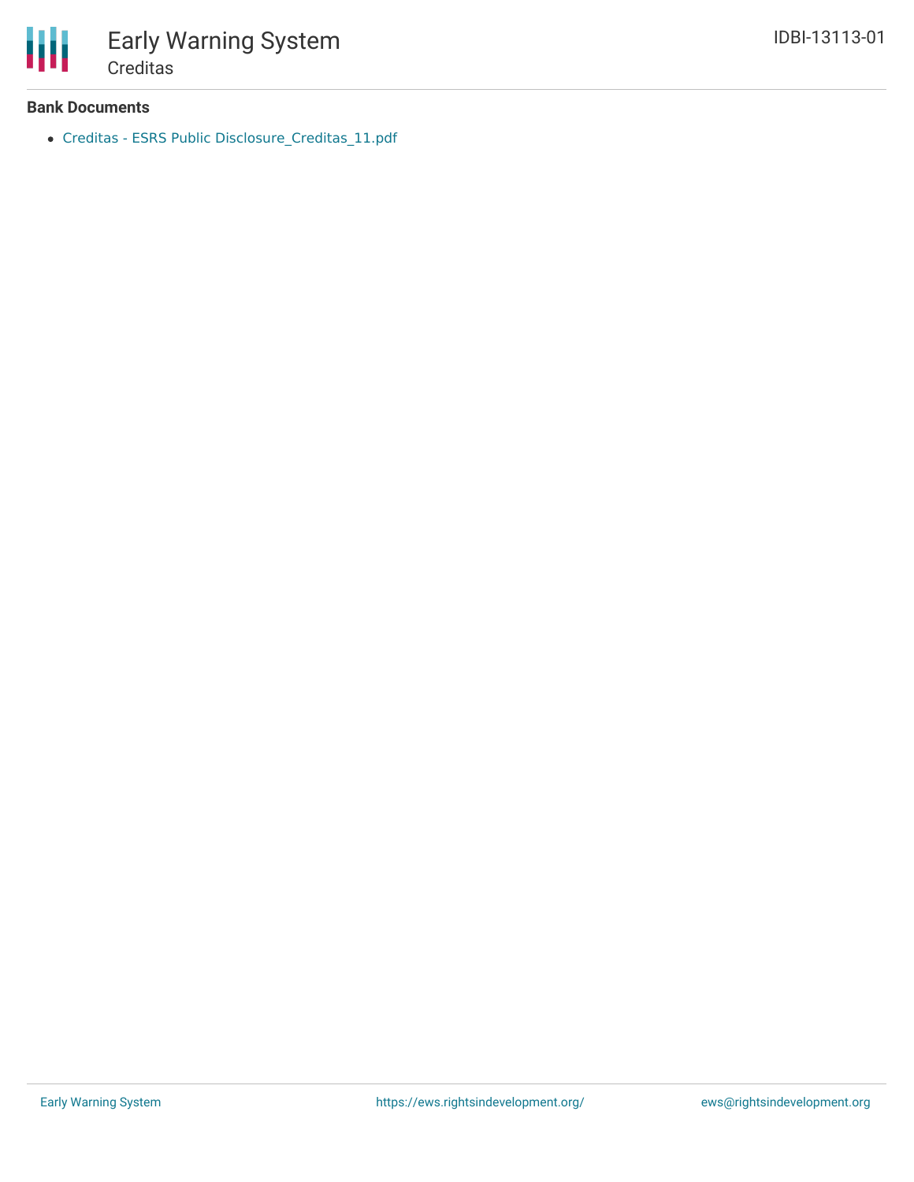**Bank Documents**

- Creditas - ESRS Public Disclosure_Creditas_11.pdf